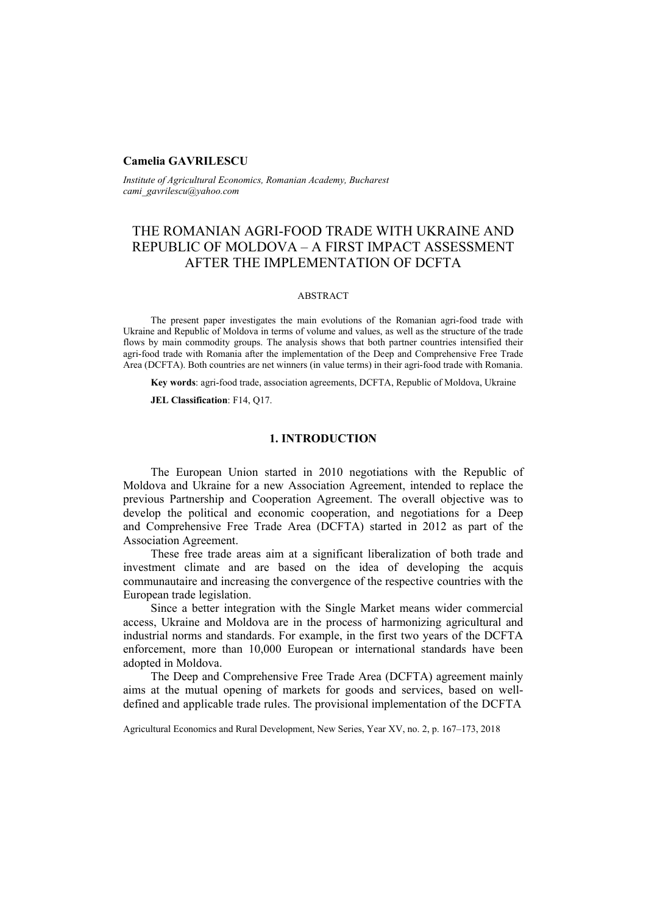**Camelia GAVRILESCU**

*Institute of Agricultural Economics, Romanian Academy, Bucharest*
*cami_gavrilescu@yahoo.com*

# THE ROMANIAN AGRI-FOOD TRADE WITH UKRAINE AND REPUBLIC OF MOLDOVA – A FIRST IMPACT ASSESSMENT AFTER THE IMPLEMENTATION OF DCFTA

ABSTRACT

The present paper investigates the main evolutions of the Romanian agri-food trade with Ukraine and Republic of Moldova in terms of volume and values, as well as the structure of the trade flows by main commodity groups. The analysis shows that both partner countries intensified their agri-food trade with Romania after the implementation of the Deep and Comprehensive Free Trade Area (DCFTA). Both countries are net winners (in value terms) in their agri-food trade with Romania.

**Key words**: agri-food trade, association agreements, DCFTA, Republic of Moldova, Ukraine

**JEL Classification**: F14, Q17.

## 1. INTRODUCTION

The European Union started in 2010 negotiations with the Republic of Moldova and Ukraine for a new Association Agreement, intended to replace the previous Partnership and Cooperation Agreement. The overall objective was to develop the political and economic cooperation, and negotiations for a Deep and Comprehensive Free Trade Area (DCFTA) started in 2012 as part of the Association Agreement.

These free trade areas aim at a significant liberalization of both trade and investment climate and are based on the idea of developing the acquis communautaire and increasing the convergence of the respective countries with the European trade legislation.

Since a better integration with the Single Market means wider commercial access, Ukraine and Moldova are in the process of harmonizing agricultural and industrial norms and standards. For example, in the first two years of the DCFTA enforcement, more than 10,000 European or international standards have been adopted in Moldova.

The Deep and Comprehensive Free Trade Area (DCFTA) agreement mainly aims at the mutual opening of markets for goods and services, based on well-defined and applicable trade rules. The provisional implementation of the DCFTA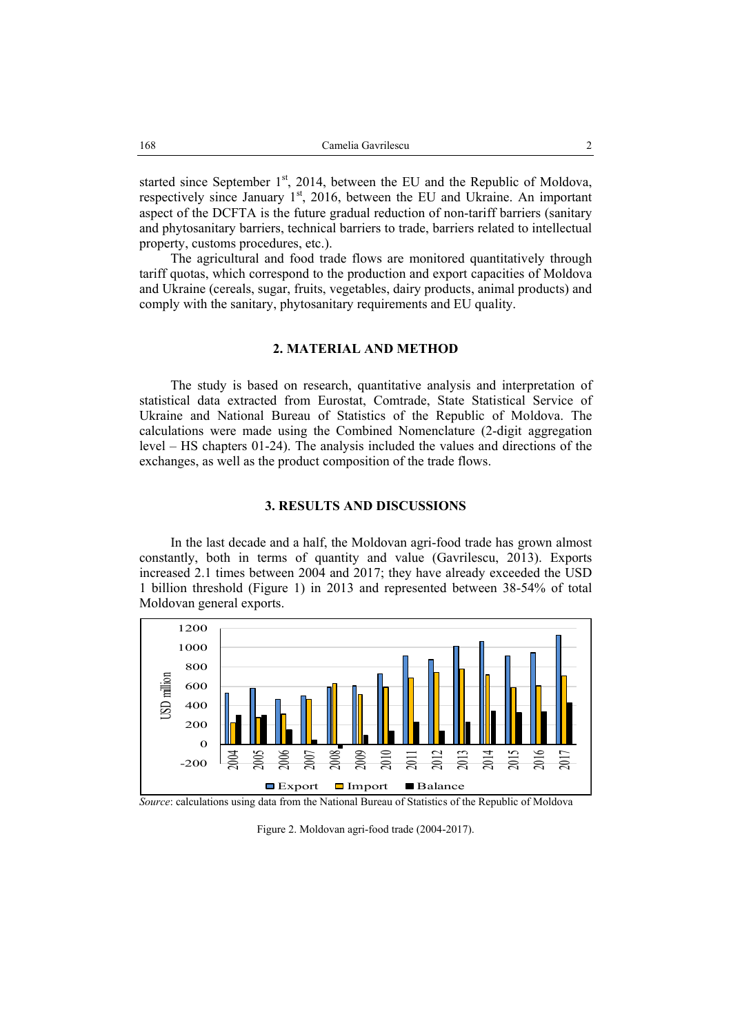started since September 1st, 2014, between the EU and the Republic of Moldova, respectively since January 1st, 2016, between the EU and Ukraine. An important aspect of the DCFTA is the future gradual reduction of non-tariff barriers (sanitary and phytosanitary barriers, technical barriers to trade, barriers related to intellectual property, customs procedures, etc.).

The agricultural and food trade flows are monitored quantitatively through tariff quotas, which correspond to the production and export capacities of Moldova and Ukraine (cereals, sugar, fruits, vegetables, dairy products, animal products) and comply with the sanitary, phytosanitary requirements and EU quality.

## 2. MATERIAL AND METHOD

The study is based on research, quantitative analysis and interpretation of statistical data extracted from Eurostat, Comtrade, State Statistical Service of Ukraine and National Bureau of Statistics of the Republic of Moldova. The calculations were made using the Combined Nomenclature (2-digit aggregation level – HS chapters 01-24). The analysis included the values and directions of the exchanges, as well as the product composition of the trade flows.

## 3. RESULTS AND DISCUSSIONS

In the last decade and a half, the Moldovan agri-food trade has grown almost constantly, both in terms of quantity and value (Gavrilescu, 2013). Exports increased 2.1 times between 2004 and 2017; they have already exceeded the USD 1 billion threshold (Figure 1) in 2013 and represented between 38-54% of total Moldovan general exports.

*Source*: calculations using data from the National Bureau of Statistics of the Republic of Moldova

Figure 2. Moldovan agri-food trade (2004-2017).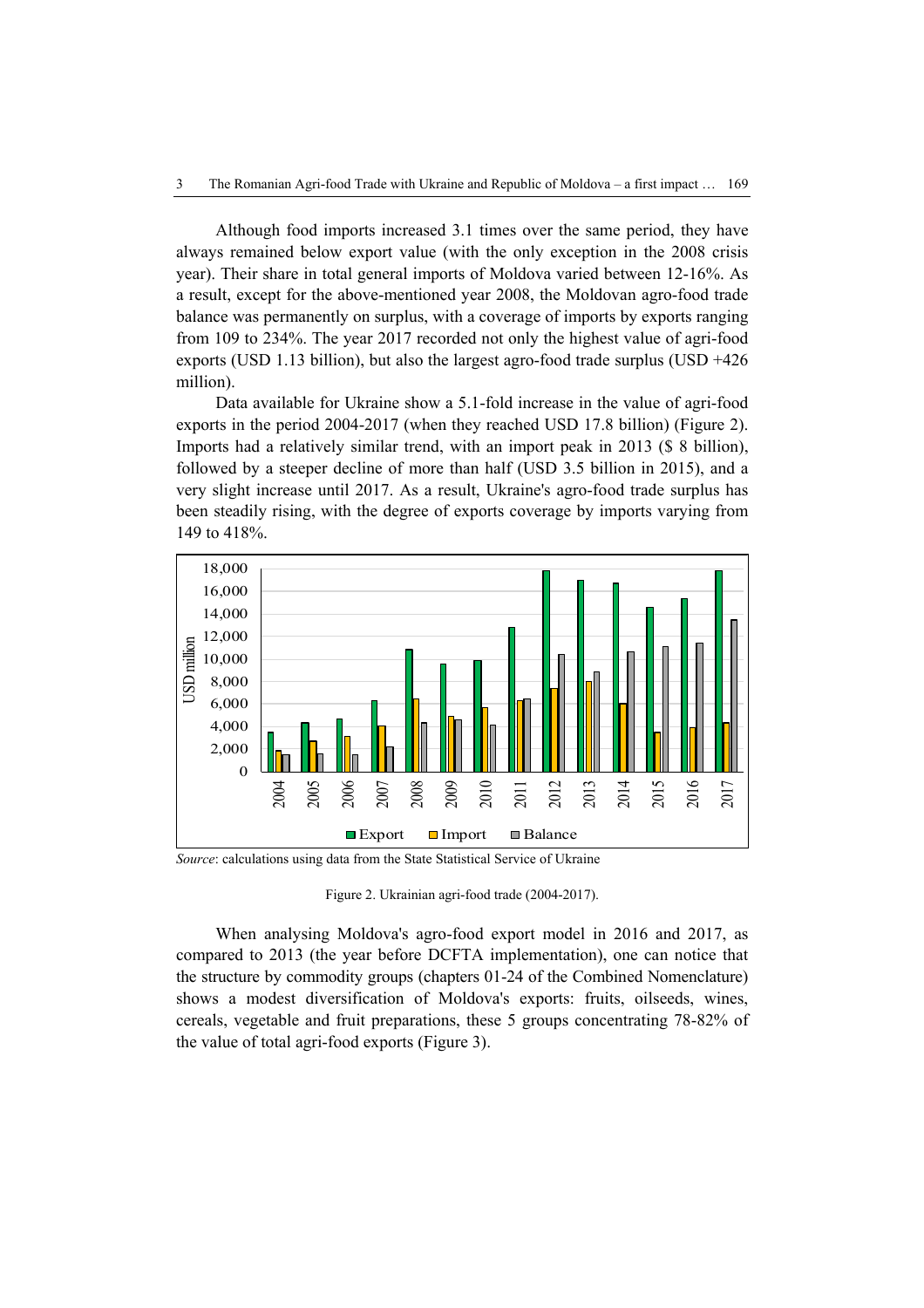Although food imports increased 3.1 times over the same period, they have always remained below export value (with the only exception in the 2008 crisis year). Their share in total general imports of Moldova varied between 12-16%. As a result, except for the above-mentioned year 2008, the Moldovan agro-food trade balance was permanently on surplus, with a coverage of imports by exports ranging from 109 to 234%. The year 2017 recorded not only the highest value of agri-food exports (USD 1.13 billion), but also the largest agro-food trade surplus (USD +426 million).

Data available for Ukraine show a 5.1-fold increase in the value of agri-food exports in the period 2004-2017 (when they reached USD 17.8 billion) (Figure 2). Imports had a relatively similar trend, with an import peak in 2013 ($ 8 billion), followed by a steeper decline of more than half (USD 3.5 billion in 2015), and a very slight increase until 2017. As a result, Ukraine's agro-food trade surplus has been steadily rising, with the degree of exports coverage by imports varying from 149 to 418%.

*Source*: calculations using data from the State Statistical Service of Ukraine

Figure 2. Ukrainian agri-food trade (2004-2017).

When analysing Moldova's agro-food export model in 2016 and 2017, as compared to 2013 (the year before DCFTA implementation), one can notice that the structure by commodity groups (chapters 01-24 of the Combined Nomenclature) shows a modest diversification of Moldova's exports: fruits, oilseeds, wines, cereals, vegetable and fruit preparations, these 5 groups concentrating 78-82% of the value of total agri-food exports (Figure 3).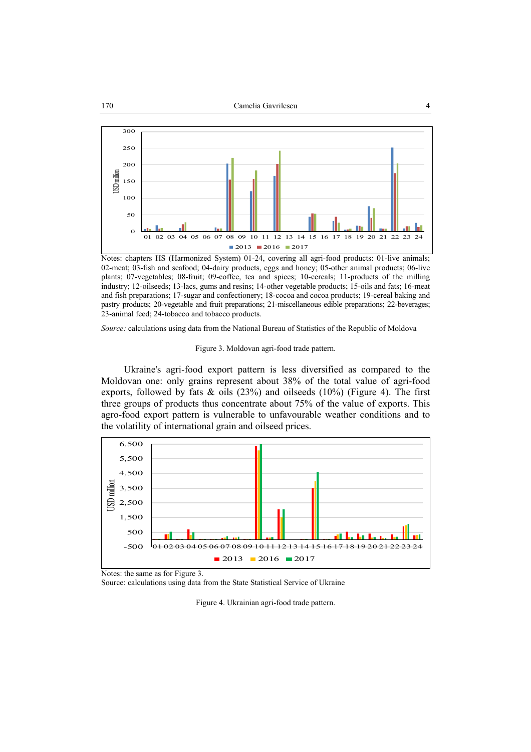Notes: chapters HS (Harmonized System) 01-24, covering all agri-food products: 01-live animals; 02-meat; 03-fish and seafood; 04-dairy products, eggs and honey; 05-other animal products; 06-live plants; 07-vegetables; 08-fruit; 09-coffee, tea and spices; 10-cereals; 11-products of the milling industry; 12-oilseeds; 13-lacs, gums and resins; 14-other vegetable products; 15-oils and fats; 16-meat and fish preparations; 17-sugar and confectionery; 18-cocoa and cocoa products; 19-cereal baking and pastry products; 20-vegetable and fruit preparations; 21-miscellaneous edible preparations; 22-beverages; 23-animal feed; 24-tobacco and tobacco products.

*Source:* calculations using data from the National Bureau of Statistics of the Republic of Moldova

Figure 3. Moldovan agri-food trade pattern.

Ukraine's agri-food export pattern is less diversified as compared to the Moldovan one: only grains represent about 38% of the total value of agri-food exports, followed by fats & oils (23%) and oilseeds (10%) (Figure 4). The first three groups of products thus concentrate about 75% of the value of exports. This agro-food export pattern is vulnerable to unfavourable weather conditions and to the volatility of international grain and oilseed prices.

Notes: the same as for Figure 3.
Source: calculations using data from the State Statistical Service of Ukraine

Figure 4. Ukrainian agri-food trade pattern.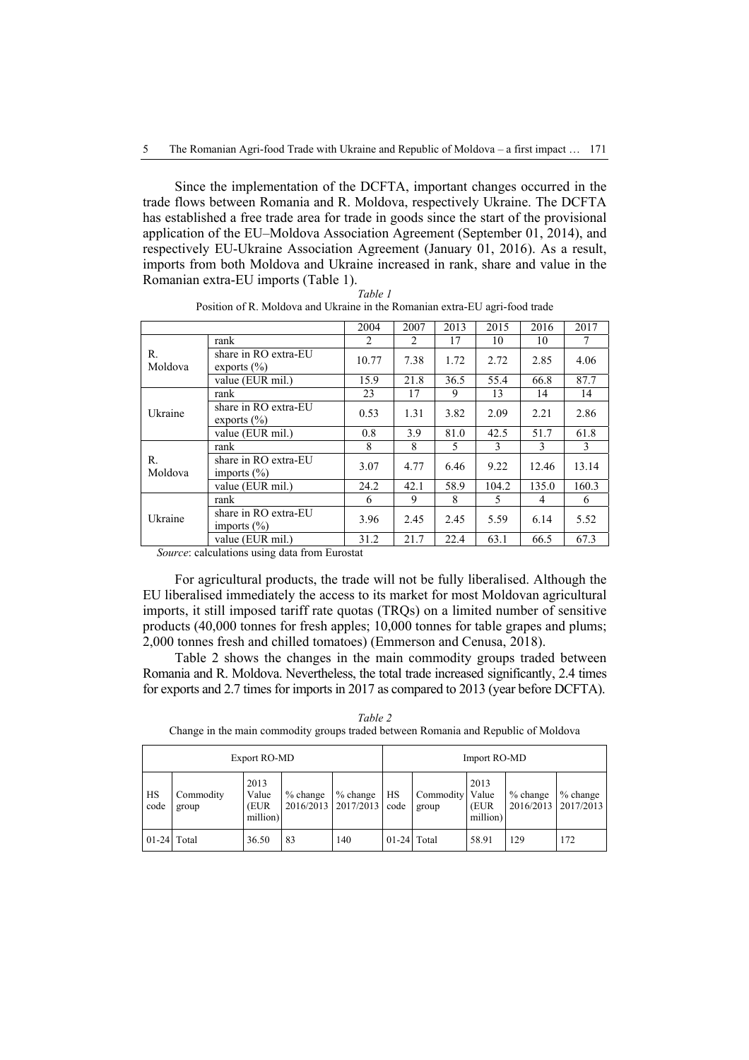Since the implementation of the DCFTA, important changes occurred in the trade flows between Romania and R. Moldova, respectively Ukraine. The DCFTA has established a free trade area for trade in goods since the start of the provisional application of the EU–Moldova Association Agreement (September 01, 2014), and respectively EU-Ukraine Association Agreement (January 01, 2016). As a result, imports from both Moldova and Ukraine increased in rank, share and value in the Romanian extra-EU imports (Table 1).

*Table 1*

Position of R. Moldova and Ukraine in the Romanian extra-EU agri-food trade

| | | 2004 | 2007 | 2013 | 2015 | 2016 | 2017 |
|---|---|---|---|---|---|---|---|
| R. Moldova | rank | 2 | 2 | 17 | 10 | 10 | 7 |
| | share in RO extra-EU exports (%) | 10.77 | 7.38 | 1.72 | 2.72 | 2.85 | 4.06 |
| | value (EUR mil.) | 15.9 | 21.8 | 36.5 | 55.4 | 66.8 | 87.7 |
| Ukraine | rank | 23 | 17 | 9 | 13 | 14 | 14 |
| | share in RO extra-EU exports (%) | 0.53 | 1.31 | 3.82 | 2.09 | 2.21 | 2.86 |
| | value (EUR mil.) | 0.8 | 3.9 | 81.0 | 42.5 | 51.7 | 61.8 |
| R. Moldova | rank | 8 | 8 | 5 | 3 | 3 | 3 |
| | share in RO extra-EU imports (%) | 3.07 | 4.77 | 6.46 | 9.22 | 12.46 | 13.14 |
| | value (EUR mil.) | 24.2 | 42.1 | 58.9 | 104.2 | 135.0 | 160.3 |
| Ukraine | rank | 6 | 9 | 8 | 5 | 4 | 6 |
| | share in RO extra-EU imports (%) | 3.96 | 2.45 | 2.45 | 5.59 | 6.14 | 5.52 |
| | value (EUR mil.) | 31.2 | 21.7 | 22.4 | 63.1 | 66.5 | 67.3 |

*Source*: calculations using data from Eurostat

For agricultural products, the trade will not be fully liberalised. Although the EU liberalised immediately the access to its market for most Moldovan agricultural imports, it still imposed tariff rate quotas (TRQs) on a limited number of sensitive products (40,000 tonnes for fresh apples; 10,000 tonnes for table grapes and plums; 2,000 tonnes fresh and chilled tomatoes) (Emmerson and Cenusa, 2018).

Table 2 shows the changes in the main commodity groups traded between Romania and R. Moldova. Nevertheless, the total trade increased significantly, 2.4 times for exports and 2.7 times for imports in 2017 as compared to 2013 (year before DCFTA).

*Table 2*

Change in the main commodity groups traded between Romania and Republic of Moldova

| Export RO-MD | | | | | Import RO-MD | | | | |
|---|---|---|---|---|---|---|---|---|---|
| HS code | Commodity group | 2013 Value (EUR million) | % change 2016/2013 | % change 2017/2013 | HS code | Commodity group | 2013 Value (EUR million) | % change 2016/2013 | % change 2017/2013 |
| 01-24 | Total | 36.50 | 83 | 140 | 01-24 | Total | 58.91 | 129 | 172 |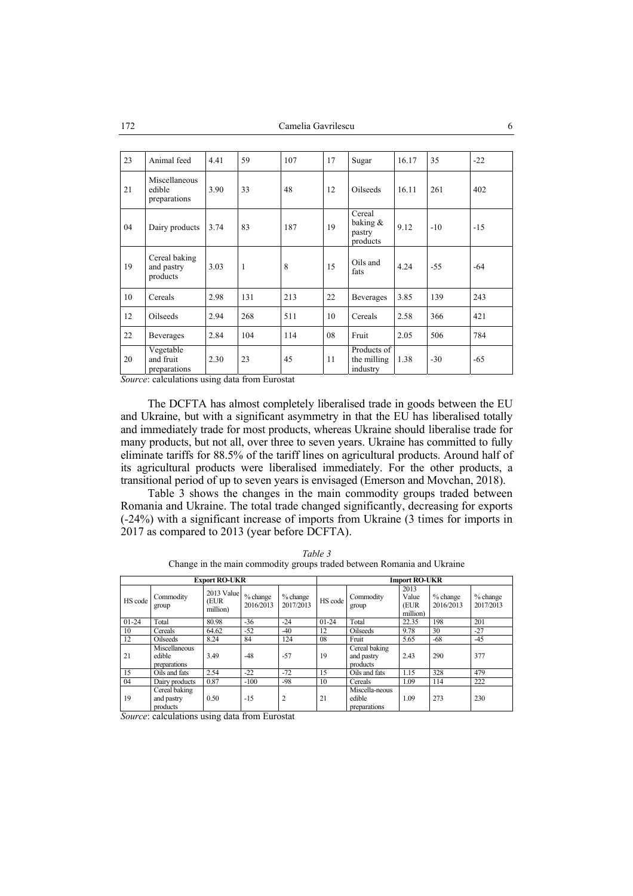| 23 | Animal feed | 4.41 | 59 | 107 | 17 | Sugar | 16.17 | 35 | -22 |
|---|---|---|---|---|---|---|---|---|---|
| 21 | Miscellaneous edible preparations | 3.90 | 33 | 48 | 12 | Oilseeds | 16.11 | 261 | 402 |
| 04 | Dairy products | 3.74 | 83 | 187 | 19 | Cereal baking & pastry products | 9.12 | -10 | -15 |
| 19 | Cereal baking and pastry products | 3.03 | 1 | 8 | 15 | Oils and fats | 4.24 | -55 | -64 |
| 10 | Cereals | 2.98 | 131 | 213 | 22 | Beverages | 3.85 | 139 | 243 |
| 12 | Oilseeds | 2.94 | 268 | 511 | 10 | Cereals | 2.58 | 366 | 421 |
| 22 | Beverages | 2.84 | 104 | 114 | 08 | Fruit | 2.05 | 506 | 784 |
| 20 | Vegetable and fruit preparations | 2.30 | 23 | 45 | 11 | Products of the milling industry | 1.38 | -30 | -65 |

*Source*: calculations using data from Eurostat

The DCFTA has almost completely liberalised trade in goods between the EU and Ukraine, but with a significant asymmetry in that the EU has liberalised totally and immediately trade for most products, whereas Ukraine should liberalise trade for many products, but not all, over three to seven years. Ukraine has committed to fully eliminate tariffs for 88.5% of the tariff lines on agricultural products. Around half of its agricultural products were liberalised immediately. For the other products, a transitional period of up to seven years is envisaged (Emerson and Movchan, 2018).

Table 3 shows the changes in the main commodity groups traded between Romania and Ukraine. The total trade changed significantly, decreasing for exports (-24%) with a significant increase of imports from Ukraine (3 times for imports in 2017 as compared to 2013 (year before DCFTA).

*Table 3*

Change in the main commodity groups traded between Romania and Ukraine

| Export RO-UKR | | | | | Import RO-UKR | | | | |
|---|---|---|---|---|---|---|---|---|---|
| HS code | Commodity group | 2013 Value (EUR million) | % change 2016/2013 | % change 2017/2013 | HS code | Commodity group | 2013 Value (EUR million) | % change 2016/2013 | % change 2017/2013 |
| 01-24 | Total | 80.98 | -36 | -24 | 01-24 | Total | 22.35 | 198 | 201 |
| 10 | Cereals | 64.62 | -52 | -40 | 12 | Oilseeds | 9.78 | 30 | -27 |
| 12 | Oilseeds | 8.24 | 84 | 124 | 08 | Fruit | 5.65 | -68 | -45 |
| 21 | Miscellaneous edible preparations | 3.49 | -48 | -57 | 19 | Cereal baking and pastry products | 2.43 | 290 | 377 |
| 15 | Oils and fats | 2.54 | -22 | -72 | 15 | Oils and fats | 1.15 | 328 | 479 |
| 04 | Dairy products | 0.87 | -100 | -98 | 10 | Cereals | 1.09 | 114 | 222 |
| 19 | Cereal baking and pastry products | 0.50 | -15 | 2 | 21 | Miscella-neous edible preparations | 1.09 | 273 | 230 |

*Source*: calculations using data from Eurostat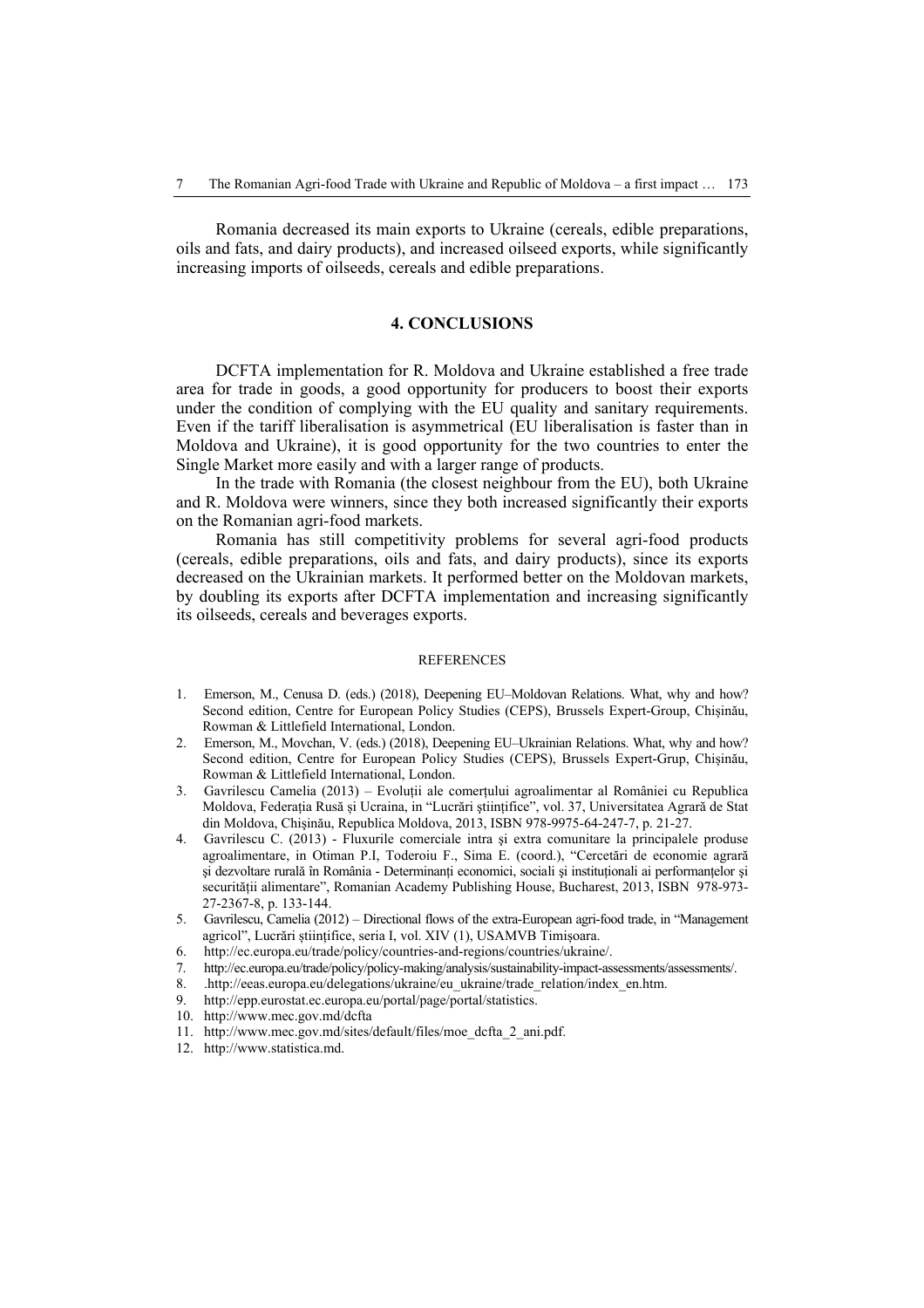Romania decreased its main exports to Ukraine (cereals, edible preparations, oils and fats, and dairy products), and increased oilseed exports, while significantly increasing imports of oilseeds, cereals and edible preparations.

## 4. CONCLUSIONS

DCFTA implementation for R. Moldova and Ukraine established a free trade area for trade in goods, a good opportunity for producers to boost their exports under the condition of complying with the EU quality and sanitary requirements. Even if the tariff liberalisation is asymmetrical (EU liberalisation is faster than in Moldova and Ukraine), it is good opportunity for the two countries to enter the Single Market more easily and with a larger range of products.

In the trade with Romania (the closest neighbour from the EU), both Ukraine and R. Moldova were winners, since they both increased significantly their exports on the Romanian agri-food markets.

Romania has still competitivity problems for several agri-food products (cereals, edible preparations, oils and fats, and dairy products), since its exports decreased on the Ukrainian markets. It performed better on the Moldovan markets, by doubling its exports after DCFTA implementation and increasing significantly its oilseeds, cereals and beverages exports.

### REFERENCES

1. Emerson, M., Cenusa D. (eds.) (2018), Deepening EU–Moldovan Relations. What, why and how? Second edition, Centre for European Policy Studies (CEPS), Brussels Expert-Group, Chișinău, Rowman & Littlefield International, London.
2. Emerson, M., Movchan, V. (eds.) (2018), Deepening EU–Ukrainian Relations. What, why and how? Second edition, Centre for European Policy Studies (CEPS), Brussels Expert-Grup, Chișinău, Rowman & Littlefield International, London.
3. Gavrilescu Camelia (2013) – Evoluții ale comerțului agroalimentar al României cu Republica Moldova, Federația Rusă și Ucraina, in "Lucrări științifice", vol. 37, Universitatea Agrară de Stat din Moldova, Chișinău, Republica Moldova, 2013, ISBN 978-9975-64-247-7, p. 21-27.
4. Gavrilescu C. (2013) - Fluxurile comerciale intra și extra comunitare la principalele produse agroalimentare, in Otiman P.I, Toderoiu F., Sima E. (coord.), "Cercetări de economie agrară și dezvoltare rurală în România - Determinanți economici, sociali și instituționali ai performanțelor și securității alimentare", Romanian Academy Publishing House, Bucharest, 2013, ISBN 978-973-27-2367-8, p. 133-144.
5. Gavrilescu, Camelia (2012) – Directional flows of the extra-European agri-food trade, in "Management agricol", Lucrări științifice, seria I, vol. XIV (1), USAMVB Timișoara.
6. http://ec.europa.eu/trade/policy/countries-and-regions/countries/ukraine/.
7. http://ec.europa.eu/trade/policy/policy-making/analysis/sustainability-impact-assessments/assessments/.
8. .http://eeas.europa.eu/delegations/ukraine/eu_ukraine/trade_relation/index_en.htm.
9. http://epp.eurostat.ec.europa.eu/portal/page/portal/statistics.
10. http://www.mec.gov.md/dcfta
11. http://www.mec.gov.md/sites/default/files/moe_dcfta_2_ani.pdf.
12. http://www.statistica.md.